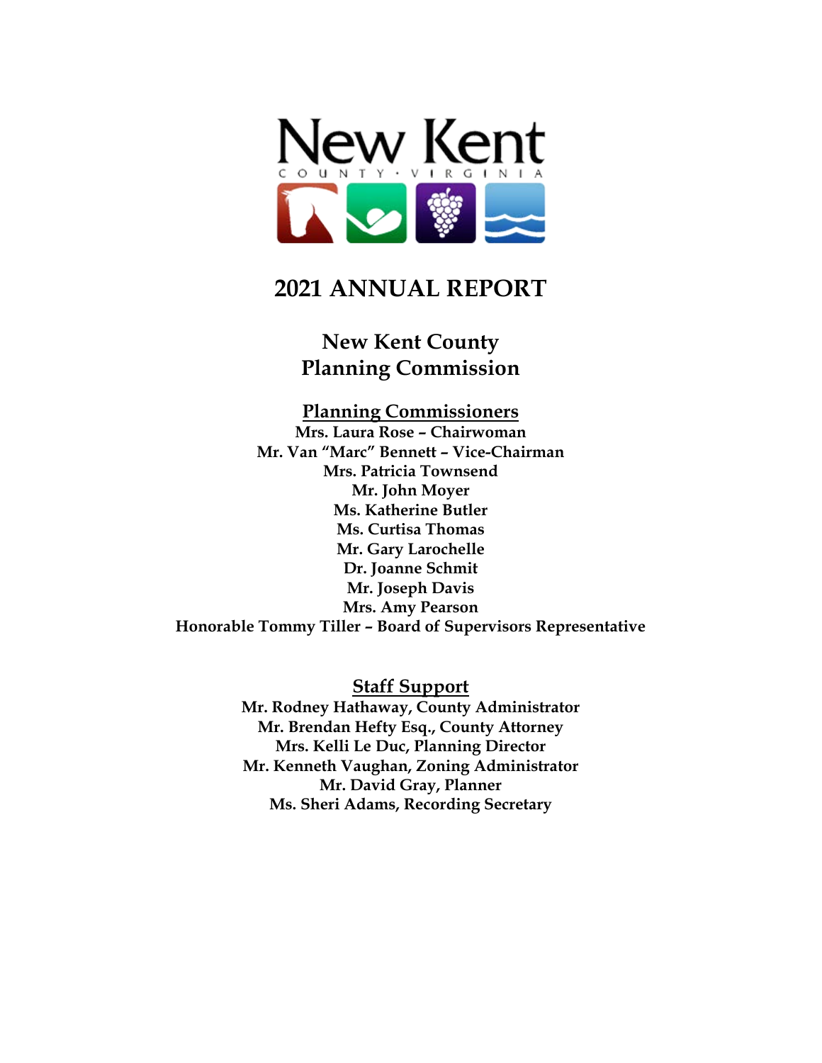New Kent

COUNTY · VIRGINIA

# 2021 ANNUAL REPORT

## New Kent County
## Planning Commission

**Planning Commissioners**

**Mrs. Laura Rose – Chairwoman**
**Mr. Van "Marc" Bennett – Vice-Chairman**
**Mrs. Patricia Townsend**
**Mr. John Moyer**
**Ms. Katherine Butler**
**Ms. Curtisa Thomas**
**Mr. Gary Larochelle**
**Dr. Joanne Schmit**
**Mr. Joseph Davis**
**Mrs. Amy Pearson**
**Honorable Tommy Tiller – Board of Supervisors Representative**

**Staff Support**

**Mr. Rodney Hathaway, County Administrator**
**Mr. Brendan Hefty Esq., County Attorney**
**Mrs. Kelli Le Duc, Planning Director**
**Mr. Kenneth Vaughan, Zoning Administrator**
**Mr. David Gray, Planner**
**Ms. Sheri Adams, Recording Secretary**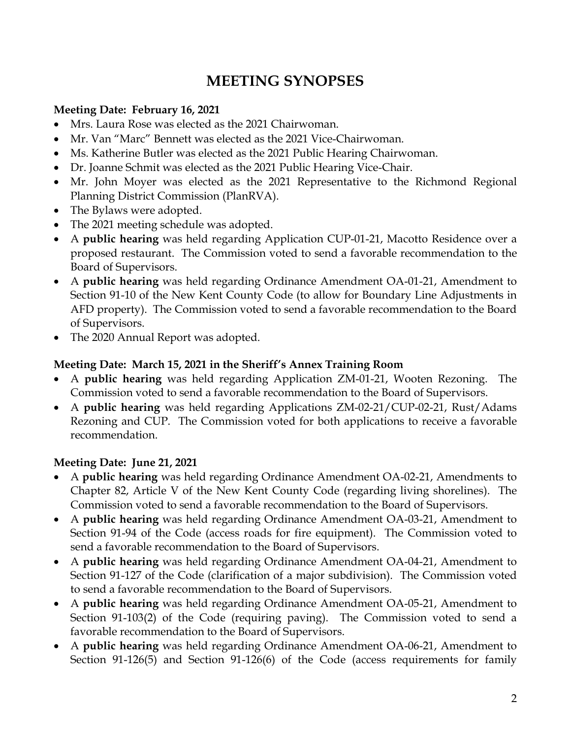# MEETING SYNOPSES

**Meeting Date: February 16, 2021**

- Mrs. Laura Rose was elected as the 2021 Chairwoman.
- Mr. Van "Marc" Bennett was elected as the 2021 Vice-Chairwoman.
- Ms. Katherine Butler was elected as the 2021 Public Hearing Chairwoman.
- Dr. Joanne Schmit was elected as the 2021 Public Hearing Vice-Chair.
- Mr. John Moyer was elected as the 2021 Representative to the Richmond Regional Planning District Commission (PlanRVA).
- The Bylaws were adopted.
- The 2021 meeting schedule was adopted.
- A **public hearing** was held regarding Application CUP-01-21, Macotto Residence over a proposed restaurant. The Commission voted to send a favorable recommendation to the Board of Supervisors.
- A **public hearing** was held regarding Ordinance Amendment OA-01-21, Amendment to Section 91-10 of the New Kent County Code (to allow for Boundary Line Adjustments in AFD property). The Commission voted to send a favorable recommendation to the Board of Supervisors.
- The 2020 Annual Report was adopted.

**Meeting Date: March 15, 2021 in the Sheriff's Annex Training Room**

- A **public hearing** was held regarding Application ZM-01-21, Wooten Rezoning. The Commission voted to send a favorable recommendation to the Board of Supervisors.
- A **public hearing** was held regarding Applications ZM-02-21/CUP-02-21, Rust/Adams Rezoning and CUP. The Commission voted for both applications to receive a favorable recommendation.

**Meeting Date: June 21, 2021**

- A **public hearing** was held regarding Ordinance Amendment OA-02-21, Amendments to Chapter 82, Article V of the New Kent County Code (regarding living shorelines). The Commission voted to send a favorable recommendation to the Board of Supervisors.
- A **public hearing** was held regarding Ordinance Amendment OA-03-21, Amendment to Section 91-94 of the Code (access roads for fire equipment). The Commission voted to send a favorable recommendation to the Board of Supervisors.
- A **public hearing** was held regarding Ordinance Amendment OA-04-21, Amendment to Section 91-127 of the Code (clarification of a major subdivision). The Commission voted to send a favorable recommendation to the Board of Supervisors.
- A **public hearing** was held regarding Ordinance Amendment OA-05-21, Amendment to Section 91-103(2) of the Code (requiring paving). The Commission voted to send a favorable recommendation to the Board of Supervisors.
- A **public hearing** was held regarding Ordinance Amendment OA-06-21, Amendment to Section 91-126(5) and Section 91-126(6) of the Code (access requirements for family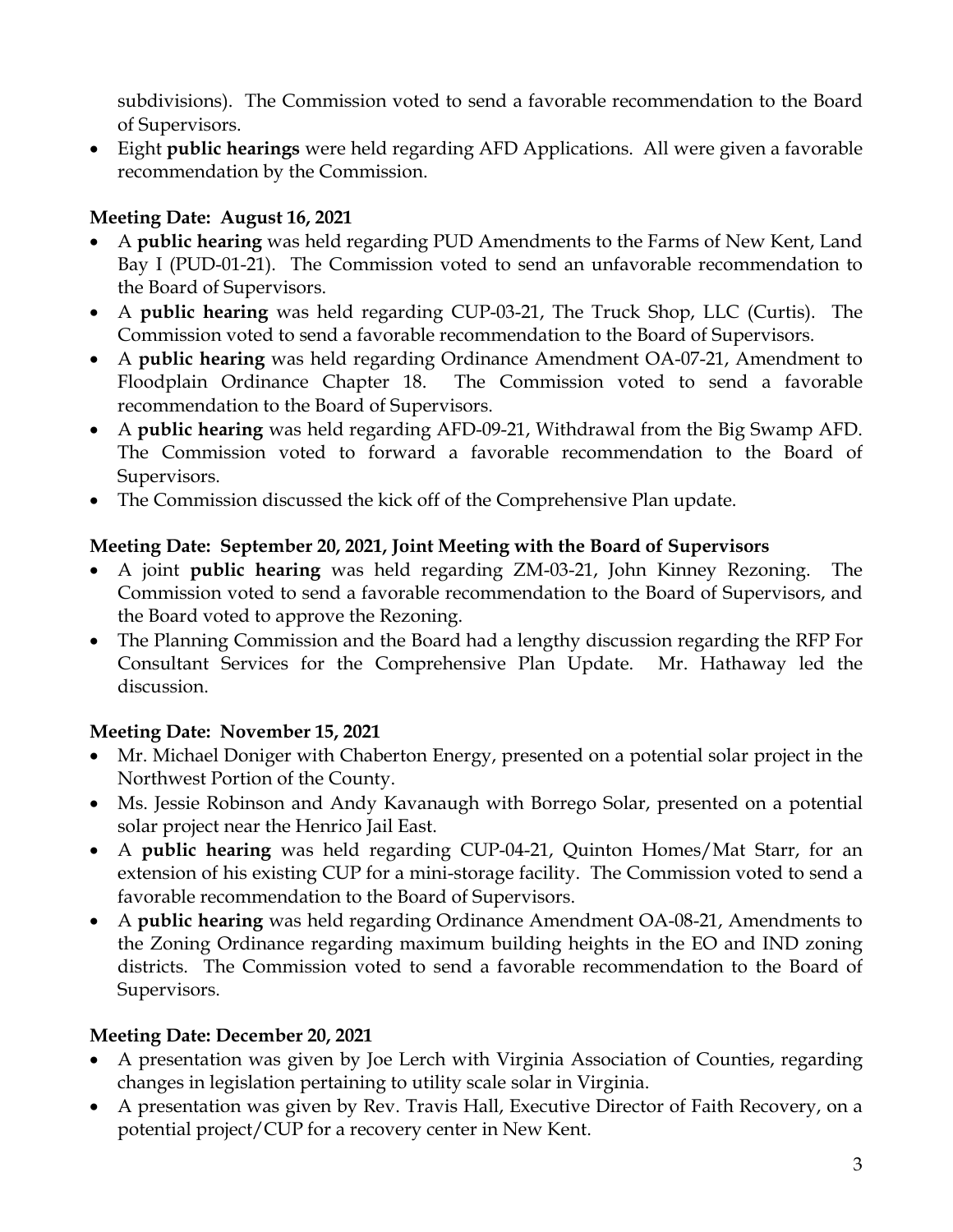subdivisions). The Commission voted to send a favorable recommendation to the Board of Supervisors.

- Eight **public hearings** were held regarding AFD Applications. All were given a favorable recommendation by the Commission.

**Meeting Date: August 16, 2021**

- A **public hearing** was held regarding PUD Amendments to the Farms of New Kent, Land Bay I (PUD-01-21). The Commission voted to send an unfavorable recommendation to the Board of Supervisors.
- A **public hearing** was held regarding CUP-03-21, The Truck Shop, LLC (Curtis). The Commission voted to send a favorable recommendation to the Board of Supervisors.
- A **public hearing** was held regarding Ordinance Amendment OA-07-21, Amendment to Floodplain Ordinance Chapter 18. The Commission voted to send a favorable recommendation to the Board of Supervisors.
- A **public hearing** was held regarding AFD-09-21, Withdrawal from the Big Swamp AFD. The Commission voted to forward a favorable recommendation to the Board of Supervisors.
- The Commission discussed the kick off of the Comprehensive Plan update.

**Meeting Date: September 20, 2021, Joint Meeting with the Board of Supervisors**

- A joint **public hearing** was held regarding ZM-03-21, John Kinney Rezoning. The Commission voted to send a favorable recommendation to the Board of Supervisors, and the Board voted to approve the Rezoning.
- The Planning Commission and the Board had a lengthy discussion regarding the RFP For Consultant Services for the Comprehensive Plan Update. Mr. Hathaway led the discussion.

**Meeting Date: November 15, 2021**

- Mr. Michael Doniger with Chaberton Energy, presented on a potential solar project in the Northwest Portion of the County.
- Ms. Jessie Robinson and Andy Kavanaugh with Borrego Solar, presented on a potential solar project near the Henrico Jail East.
- A **public hearing** was held regarding CUP-04-21, Quinton Homes/Mat Starr, for an extension of his existing CUP for a mini-storage facility. The Commission voted to send a favorable recommendation to the Board of Supervisors.
- A **public hearing** was held regarding Ordinance Amendment OA-08-21, Amendments to the Zoning Ordinance regarding maximum building heights in the EO and IND zoning districts. The Commission voted to send a favorable recommendation to the Board of Supervisors.

**Meeting Date: December 20, 2021**

- A presentation was given by Joe Lerch with Virginia Association of Counties, regarding changes in legislation pertaining to utility scale solar in Virginia.
- A presentation was given by Rev. Travis Hall, Executive Director of Faith Recovery, on a potential project/CUP for a recovery center in New Kent.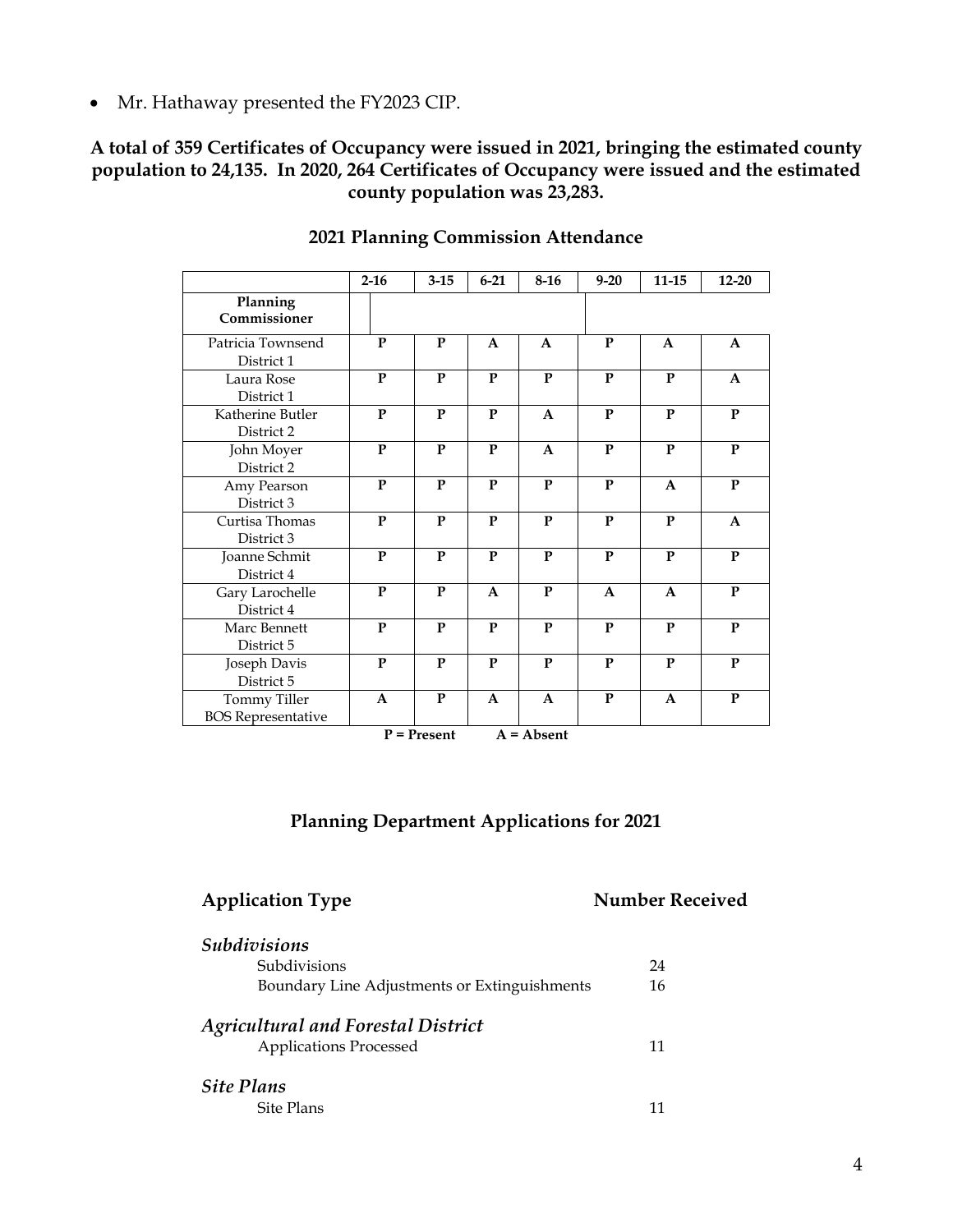- Mr. Hathaway presented the FY2023 CIP.

**A total of 359 Certificates of Occupancy were issued in 2021, bringing the estimated county population to 24,135. In 2020, 264 Certificates of Occupancy were issued and the estimated county population was 23,283.**

## 2021 Planning Commission Attendance

| Planning Commissioner | 2-16 | 3-15 | 6-21 | 8-16 | 9-20 | 11-15 | 12-20 |
|---|---|---|---|---|---|---|---|
| Patricia Townsend District 1 | P | P | A | A | P | A | A |
| Laura Rose District 1 | P | P | P | P | P | P | A |
| Katherine Butler District 2 | P | P | P | A | P | P | P |
| John Moyer District 2 | P | P | P | A | P | P | P |
| Amy Pearson District 3 | P | P | P | P | P | A | P |
| Curtisa Thomas District 3 | P | P | P | P | P | P | A |
| Joanne Schmit District 4 | P | P | P | P | P | P | P |
| Gary Larochelle District 4 | P | P | A | P | A | A | P |
| Marc Bennett District 5 | P | P | P | P | P | P | P |
| Joseph Davis District 5 | P | P | P | P | P | P | P |
| Tommy Tiller BOS Representative | A | P | A | A | P | A | P |

**P = Present    A = Absent**

## Planning Department Applications for 2021

| Application Type | Number Received |
|---|---|
| ***Subdivisions*** | |
| Subdivisions | 24 |
| Boundary Line Adjustments or Extinguishments | 16 |
| ***Agricultural and Forestal District*** | |
| Applications Processed | 11 |
| ***Site Plans*** | |
| Site Plans | 11 |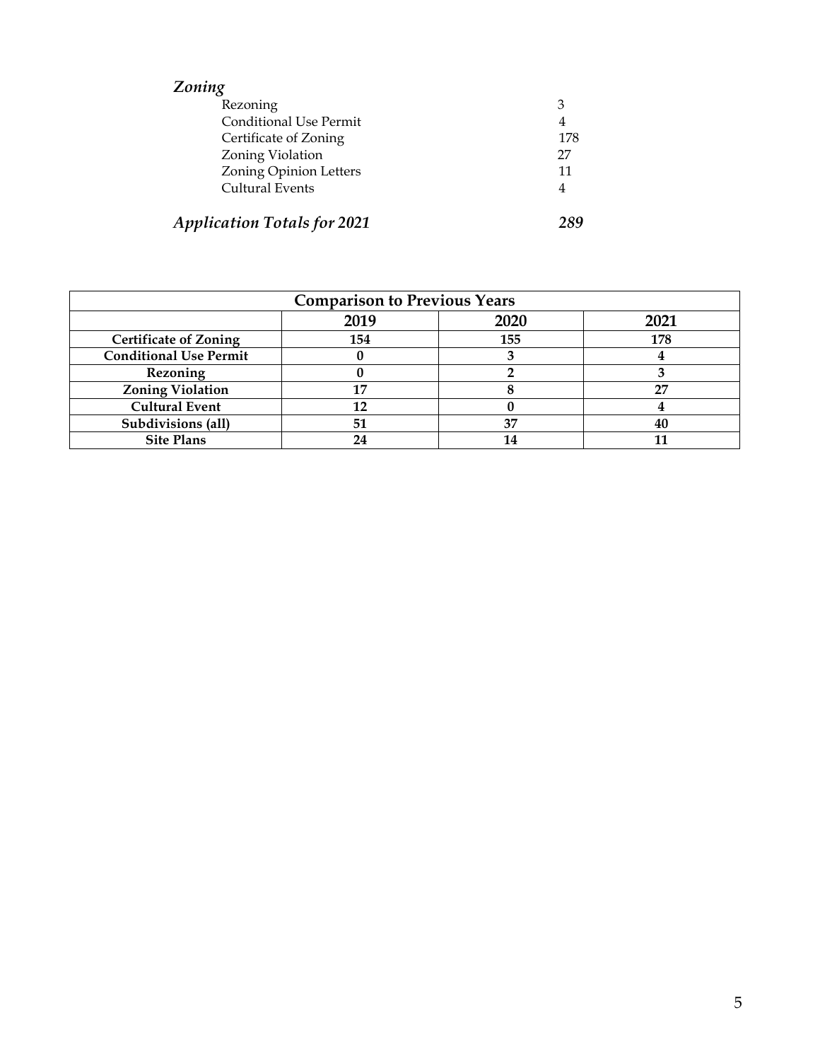### *Zoning*

| | |
|---|---|
| Rezoning | 3 |
| Conditional Use Permit | 4 |
| Certificate of Zoning | 178 |
| Zoning Violation | 27 |
| Zoning Opinion Letters | 11 |
| Cultural Events | 4 |

***Application Totals for 2021*** ***289***

| Comparison to Previous Years | | | |
|---|---|---|---|
| | **2019** | **2020** | **2021** |
| **Certificate of Zoning** | **154** | **155** | **178** |
| **Conditional Use Permit** | **0** | **3** | **4** |
| **Rezoning** | **0** | **2** | **3** |
| **Zoning Violation** | **17** | **8** | **27** |
| **Cultural Event** | **12** | **0** | **4** |
| **Subdivisions (all)** | **51** | **37** | **40** |
| **Site Plans** | **24** | **14** | **11** |